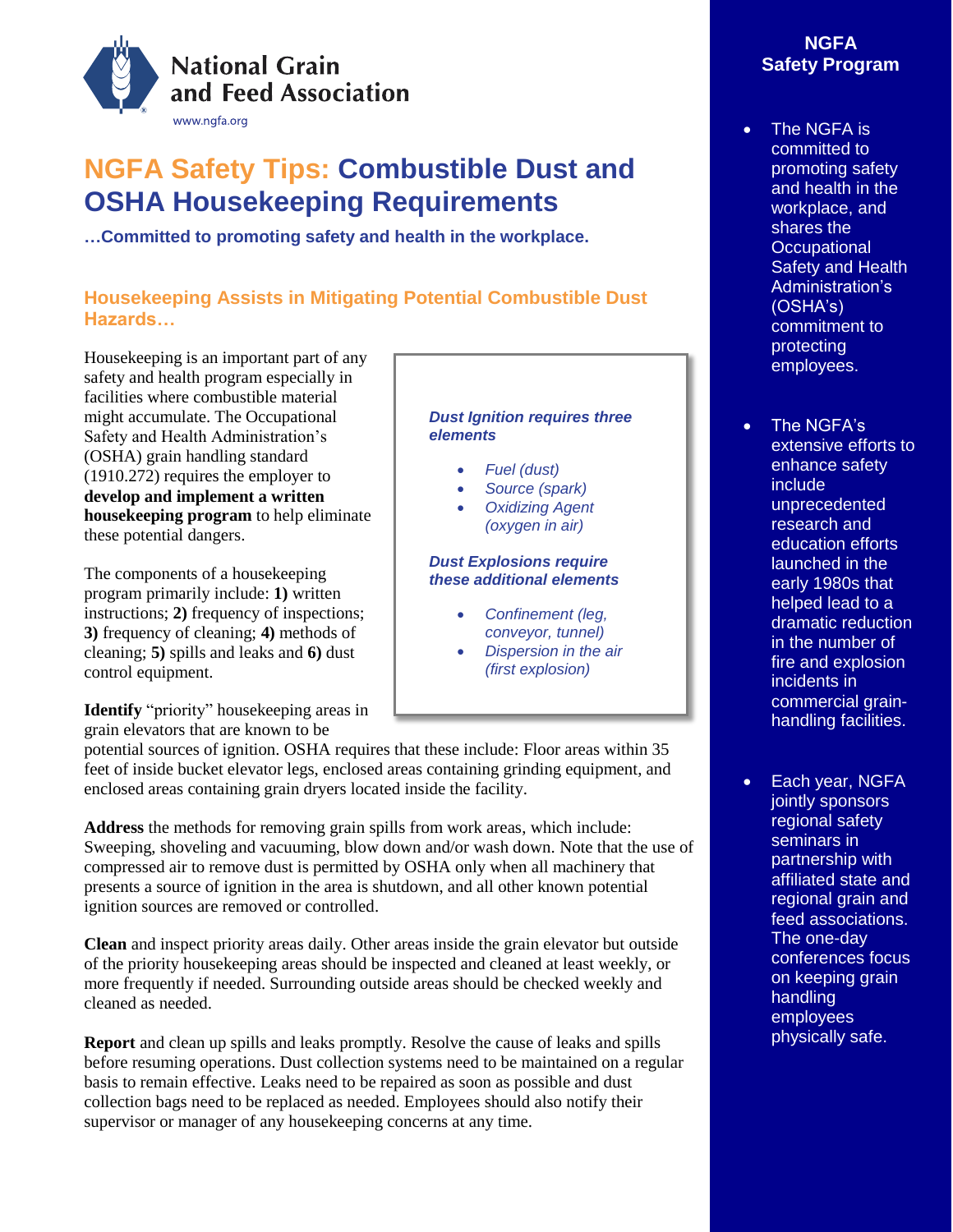National Grain and Feed Association
www.ngfa.org

# NGFA Safety Tips: Combustible Dust and OSHA Housekeeping Requirements

**…Committed to promoting safety and health in the workplace.**

## Housekeeping Assists in Mitigating Potential Combustible Dust Hazards…

Housekeeping is an important part of any safety and health program especially in facilities where combustible material might accumulate. The Occupational Safety and Health Administration's (OSHA) grain handling standard (1910.272) requires the employer to **develop and implement a written housekeeping program** to help eliminate these potential dangers.

The components of a housekeeping program primarily include: **1)** written instructions; **2)** frequency of inspections; **3)** frequency of cleaning; **4)** methods of cleaning; **5)** spills and leaks and **6)** dust control equipment.

> ***Dust Ignition requires three elements***
>
> - *Fuel (dust)*
> - *Source (spark)*
> - *Oxidizing Agent (oxygen in air)*
>
> ***Dust Explosions require these additional elements***
>
> - *Confinement (leg, conveyor, tunnel)*
> - *Dispersion in the air (first explosion)*

**Identify** "priority" housekeeping areas in grain elevators that are known to be potential sources of ignition. OSHA requires that these include: Floor areas within 35 feet of inside bucket elevator legs, enclosed areas containing grinding equipment, and enclosed areas containing grain dryers located inside the facility.

**Address** the methods for removing grain spills from work areas, which include: Sweeping, shoveling and vacuuming, blow down and/or wash down. Note that the use of compressed air to remove dust is permitted by OSHA only when all machinery that presents a source of ignition in the area is shutdown, and all other known potential ignition sources are removed or controlled.

**Clean** and inspect priority areas daily. Other areas inside the grain elevator but outside of the priority housekeeping areas should be inspected and cleaned at least weekly, or more frequently if needed. Surrounding outside areas should be checked weekly and cleaned as needed.

**Report** and clean up spills and leaks promptly. Resolve the cause of leaks and spills before resuming operations. Dust collection systems need to be maintained on a regular basis to remain effective. Leaks need to be repaired as soon as possible and dust collection bags need to be replaced as needed. Employees should also notify their supervisor or manager of any housekeeping concerns at any time.

## NGFA Safety Program

- The NGFA is committed to promoting safety and health in the workplace, and shares the Occupational Safety and Health Administration's (OSHA's) commitment to protecting employees.
- The NGFA's extensive efforts to enhance safety include unprecedented research and education efforts launched in the early 1980s that helped lead to a dramatic reduction in the number of fire and explosion incidents in commercial grain-handling facilities.
- Each year, NGFA jointly sponsors regional safety seminars in partnership with affiliated state and regional grain and feed associations. The one-day conferences focus on keeping grain handling employees physically safe.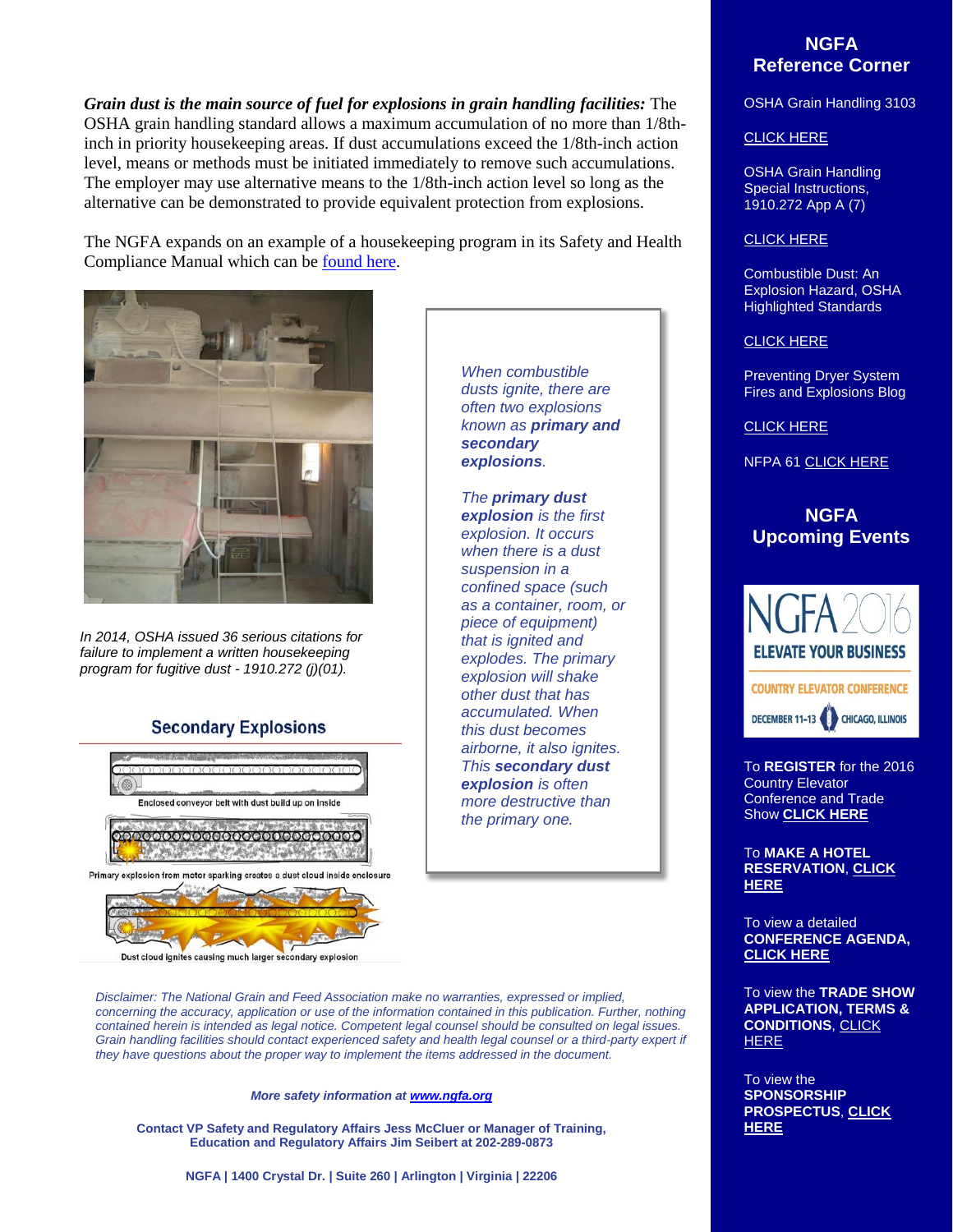***Grain dust is the main source of fuel for explosions in grain handling facilities:*** The OSHA grain handling standard allows a maximum accumulation of no more than 1/8th-inch in priority housekeeping areas. If dust accumulations exceed the 1/8th-inch action level, means or methods must be initiated immediately to remove such accumulations. The employer may use alternative means to the 1/8th-inch action level so long as the alternative can be demonstrated to provide equivalent protection from explosions.

The NGFA expands on an example of a housekeeping program in its Safety and Health Compliance Manual which can be found here.

*In 2014, OSHA issued 36 serious citations for failure to implement a written housekeeping program for fugitive dust - 1910.272 (j)(01).*

## Secondary Explosions

Enclosed conveyor belt with dust build up on inside

Primary explosion from motor sparking creates a dust cloud inside enclosure

Dust cloud ignites causing much larger secondary explosion

*When combustible dusts ignite, there are often two explosions known as **primary and secondary explosions**.*

*The **primary dust explosion** is the first explosion. It occurs when there is a dust suspension in a confined space (such as a container, room, or piece of equipment) that is ignited and explodes. The primary explosion will shake other dust that has accumulated. When this dust becomes airborne, it also ignites. This **secondary dust explosion** is often more destructive than the primary one.*

*Disclaimer: The National Grain and Feed Association make no warranties, expressed or implied, concerning the accuracy, application or use of the information contained in this publication. Further, nothing contained herein is intended as legal notice. Competent legal counsel should be consulted on legal issues. Grain handling facilities should contact experienced safety and health legal counsel or a third-party expert if they have questions about the proper way to implement the items addressed in the document.*

***More safety information at www.ngfa.org***

**Contact VP Safety and Regulatory Affairs Jess McCluer or Manager of Training, Education and Regulatory Affairs Jim Seibert at 202-289-0873**

**NGFA | 1400 Crystal Dr. | Suite 260 | Arlington | Virginia | 22206**

## NGFA Reference Corner

OSHA Grain Handling 3103

CLICK HERE

OSHA Grain Handling Special Instructions, 1910.272 App A (7)

CLICK HERE

Combustible Dust: An Explosion Hazard, OSHA Highlighted Standards

CLICK HERE

Preventing Dryer System Fires and Explosions Blog

CLICK HERE

NFPA 61 CLICK HERE

## NGFA Upcoming Events

NGFA 2016
ELEVATE YOUR BUSINESS
COUNTRY ELEVATOR CONFERENCE
DECEMBER 11-13 CHICAGO, ILLINOIS

To **REGISTER** for the 2016 Country Elevator Conference and Trade Show **CLICK HERE**

To **MAKE A HOTEL RESERVATION**, **CLICK HERE**

To view a detailed **CONFERENCE AGENDA, CLICK HERE**

To view the **TRADE SHOW APPLICATION, TERMS & CONDITIONS**, CLICK HERE

To view the **SPONSORSHIP PROSPECTUS**, **CLICK HERE**